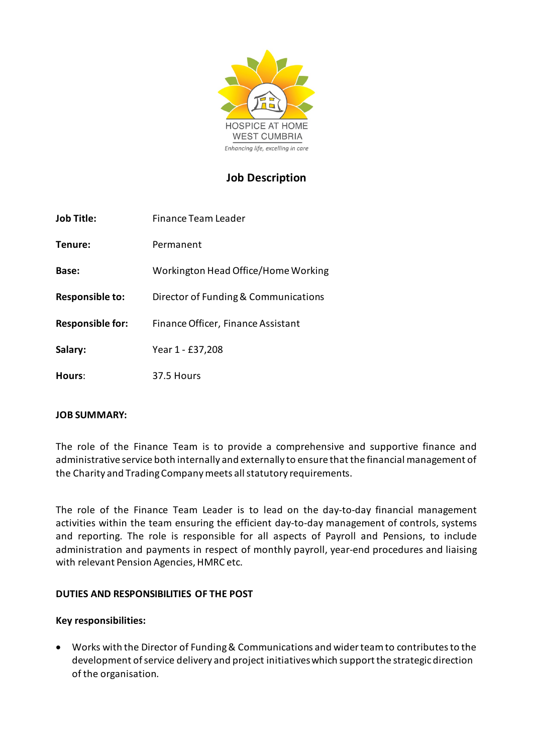HOSPICE AT HOME
WEST CUMBRIA
*Enhancing life, excelling in care*

# Job Description

| | |
|---|---|
| **Job Title:** | Finance Team Leader |
| **Tenure:** | Permanent |
| **Base:** | Workington Head Office/Home Working |
| **Responsible to:** | Director of Funding & Communications |
| **Responsible for:** | Finance Officer, Finance Assistant |
| **Salary:** | Year 1 - £37,208 |
| **Hours:** | 37.5 Hours |

**JOB SUMMARY:**

The role of the Finance Team is to provide a comprehensive and supportive finance and administrative service both internally and externally to ensure that the financial management of the Charity and Trading Company meets all statutory requirements.

The role of the Finance Team Leader is to lead on the day-to-day financial management activities within the team ensuring the efficient day-to-day management of controls, systems and reporting. The role is responsible for all aspects of Payroll and Pensions, to include administration and payments in respect of monthly payroll, year-end procedures and liaising with relevant Pension Agencies, HMRC etc.

**DUTIES AND RESPONSIBILITIES OF THE POST**

**Key responsibilities:**

- Works with the Director of Funding & Communications and wider team to contributes to the development of service delivery and project initiatives which support the strategic direction of the organisation.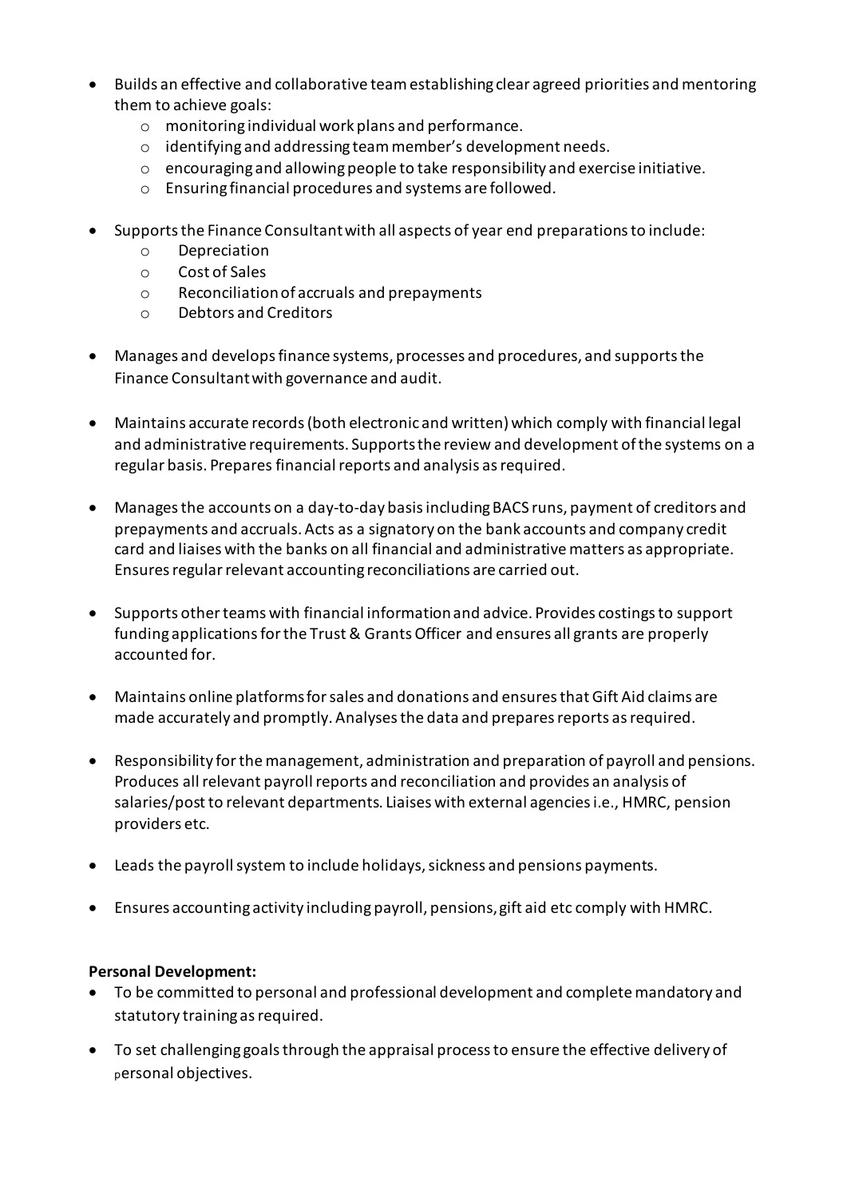- Builds an effective and collaborative team establishing clear agreed priorities and mentoring them to achieve goals:
    - monitoring individual work plans and performance.
    - identifying and addressing team member's development needs.
    - encouraging and allowing people to take responsibility and exercise initiative.
    - Ensuring financial procedures and systems are followed.

- Supports the Finance Consultant with all aspects of year end preparations to include:
    - Depreciation
    - Cost of Sales
    - Reconciliation of accruals and prepayments
    - Debtors and Creditors

- Manages and develops finance systems, processes and procedures, and supports the Finance Consultant with governance and audit.

- Maintains accurate records (both electronic and written) which comply with financial legal and administrative requirements. Supports the review and development of the systems on a regular basis. Prepares financial reports and analysis as required.

- Manages the accounts on a day-to-day basis including BACS runs, payment of creditors and prepayments and accruals. Acts as a signatory on the bank accounts and company credit card and liaises with the banks on all financial and administrative matters as appropriate. Ensures regular relevant accounting reconciliations are carried out.

- Supports other teams with financial information and advice. Provides costings to support funding applications for the Trust & Grants Officer and ensures all grants are properly accounted for.

- Maintains online platforms for sales and donations and ensures that Gift Aid claims are made accurately and promptly. Analyses the data and prepares reports as required.

- Responsibility for the management, administration and preparation of payroll and pensions. Produces all relevant payroll reports and reconciliation and provides an analysis of salaries/post to relevant departments. Liaises with external agencies i.e., HMRC, pension providers etc.

- Leads the payroll system to include holidays, sickness and pensions payments.

- Ensures accounting activity including payroll, pensions, gift aid etc comply with HMRC.

**Personal Development:**

- To be committed to personal and professional development and complete mandatory and statutory training as required.

- To set challenging goals through the appraisal process to ensure the effective delivery of personal objectives.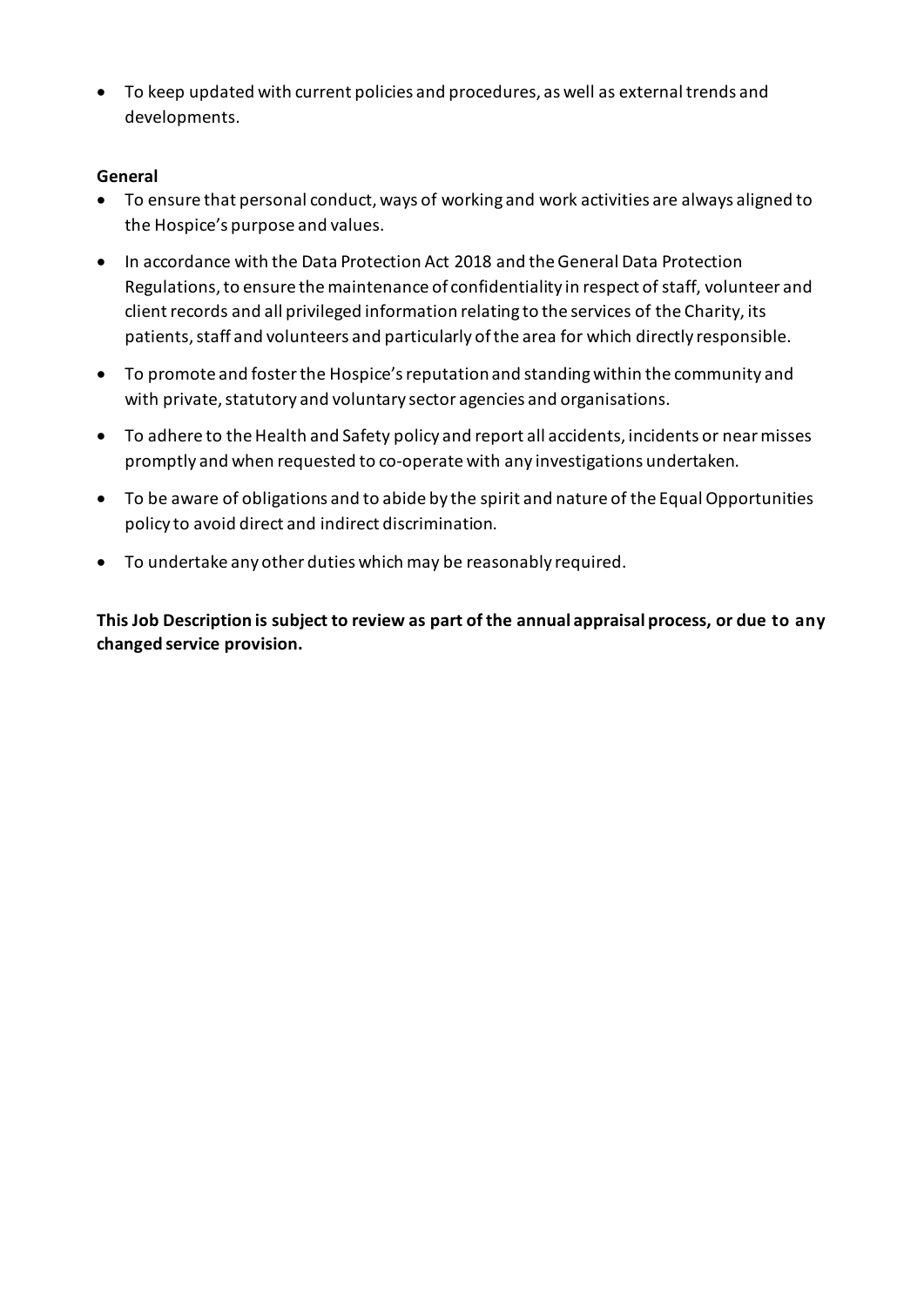- To keep updated with current policies and procedures, as well as external trends and developments.

**General**

- To ensure that personal conduct, ways of working and work activities are always aligned to the Hospice's purpose and values.
- In accordance with the Data Protection Act 2018 and the General Data Protection Regulations, to ensure the maintenance of confidentiality in respect of staff, volunteer and client records and all privileged information relating to the services of the Charity, its patients, staff and volunteers and particularly of the area for which directly responsible.
- To promote and foster the Hospice's reputation and standing within the community and with private, statutory and voluntary sector agencies and organisations.
- To adhere to the Health and Safety policy and report all accidents, incidents or near misses promptly and when requested to co-operate with any investigations undertaken.
- To be aware of obligations and to abide by the spirit and nature of the Equal Opportunities policy to avoid direct and indirect discrimination.
- To undertake any other duties which may be reasonably required.

**This Job Description is subject to review as part of the annual appraisal process, or due to any changed service provision.**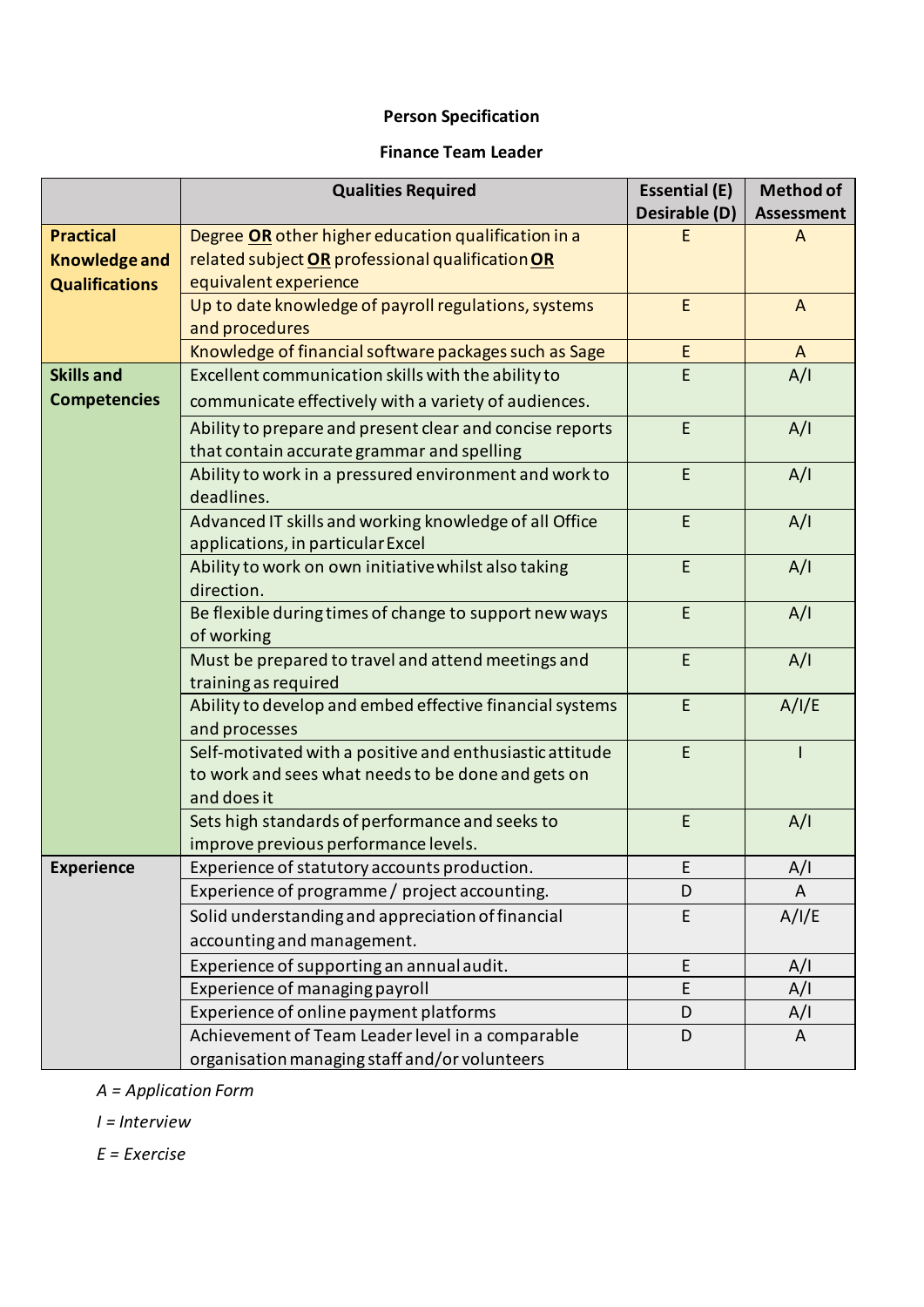**Person Specification**

**Finance Team Leader**

| | Qualities Required | Essential (E) Desirable (D) | Method of Assessment |
|---|---|---|---|
| **Practical Knowledge and Qualifications** | Degree **OR** other higher education qualification in a related subject **OR** professional qualification **OR** equivalent experience | E | A |
| | Up to date knowledge of payroll regulations, systems and procedures | E | A |
| | Knowledge of financial software packages such as Sage | E | A |
| **Skills and Competencies** | Excellent communication skills with the ability to communicate effectively with a variety of audiences. | E | A/I |
| | Ability to prepare and present clear and concise reports that contain accurate grammar and spelling | E | A/I |
| | Ability to work in a pressured environment and work to deadlines. | E | A/I |
| | Advanced IT skills and working knowledge of all Office applications, in particular Excel | E | A/I |
| | Ability to work on own initiative whilst also taking direction. | E | A/I |
| | Be flexible during times of change to support new ways of working | E | A/I |
| | Must be prepared to travel and attend meetings and training as required | E | A/I |
| | Ability to develop and embed effective financial systems and processes | E | A/I/E |
| | Self-motivated with a positive and enthusiastic attitude to work and sees what needs to be done and gets on and does it | E | I |
| | Sets high standards of performance and seeks to improve previous performance levels. | E | A/I |
| **Experience** | Experience of statutory accounts production. | E | A/I |
| | Experience of programme / project accounting. | D | A |
| | Solid understanding and appreciation of financial accounting and management. | E | A/I/E |
| | Experience of supporting an annual audit. | E | A/I |
| | Experience of managing payroll | E | A/I |
| | Experience of online payment platforms | D | A/I |
| | Achievement of Team Leader level in a comparable organisation managing staff and/or volunteers | D | A |

*A = Application Form*

*I = Interview*

*E = Exercise*